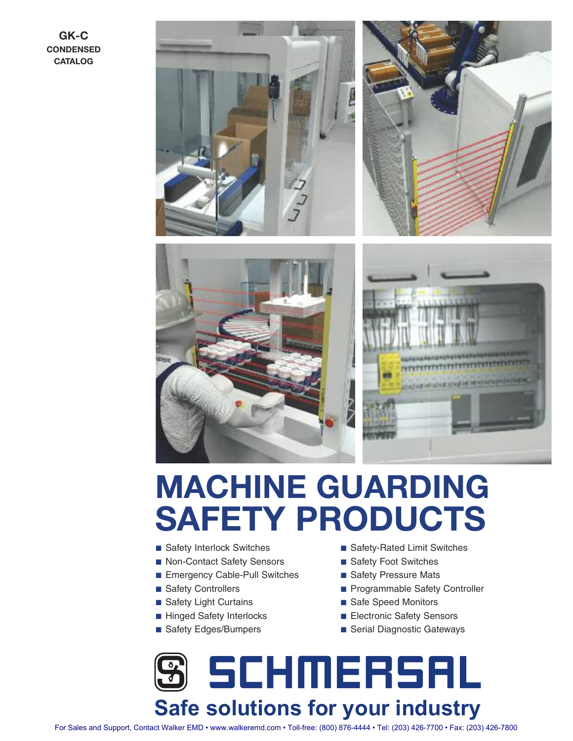GK-C
CONDENSED
CATALOG

# MACHINE GUARDING SAFETY PRODUCTS

- Safety Interlock Switches
- Non-Contact Safety Sensors
- Emergency Cable-Pull Switches
- Safety Controllers
- Safety Light Curtains
- Hinged Safety Interlocks
- Safety Edges/Bumpers
- Safety-Rated Limit Switches
- Safety Foot Switches
- Safety Pressure Mats
- Programmable Safety Controller
- Safe Speed Monitors
- Electronic Safety Sensors
- Serial Diagnostic Gateways

# SCHMERSAL

## Safe solutions for your industry

For Sales and Support, Contact Walker EMD • www.walkeremd.com • Toll-free: (800) 876-4444 • Tel: (203) 426-7700 • Fax: (203) 426-7800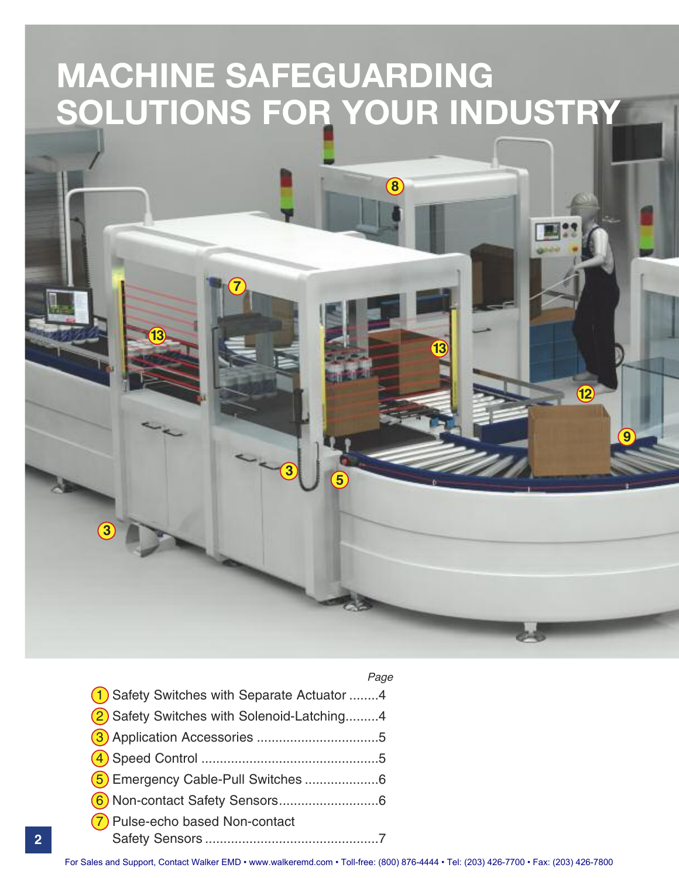# MACHINE SAFEGUARDING SOLUTIONS FOR YOUR INDUSTRY

| | *Page* |
|---|---|
| 1 Safety Switches with Separate Actuator | 4 |
| 2 Safety Switches with Solenoid-Latching | 4 |
| 3 Application Accessories | 5 |
| 4 Speed Control | 5 |
| 5 Emergency Cable-Pull Switches | 6 |
| 6 Non-contact Safety Sensors | 6 |
| 7 Pulse-echo based Non-contact Safety Sensors | 7 |

For Sales and Support, Contact Walker EMD • www.walkeremd.com • Toll-free: (800) 876-4444 • Tel: (203) 426-7700 • Fax: (203) 426-7800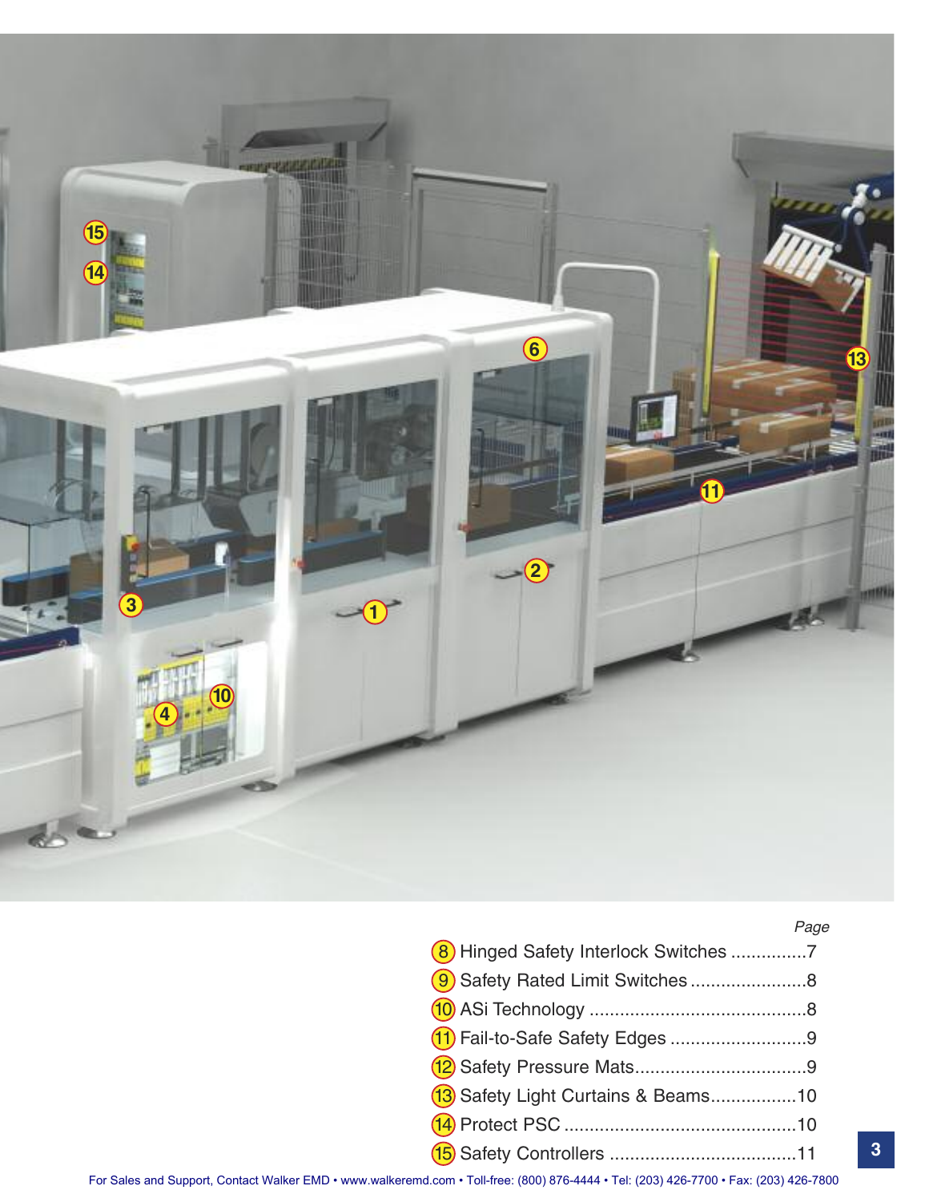*Page*

| | | Page |
|---|---|---|
| 8 | Hinged Safety Interlock Switches | 7 |
| 9 | Safety Rated Limit Switches | 8 |
| 10 | ASi Technology | 8 |
| 11 | Fail-to-Safe Safety Edges | 9 |
| 12 | Safety Pressure Mats | 9 |
| 13 | Safety Light Curtains & Beams | 10 |
| 14 | Protect PSC | 10 |
| 15 | Safety Controllers | 11 |

For Sales and Support, Contact Walker EMD • www.walkeremd.com • Toll-free: (800) 876-4444 • Tel: (203) 426-7700 • Fax: (203) 426-7800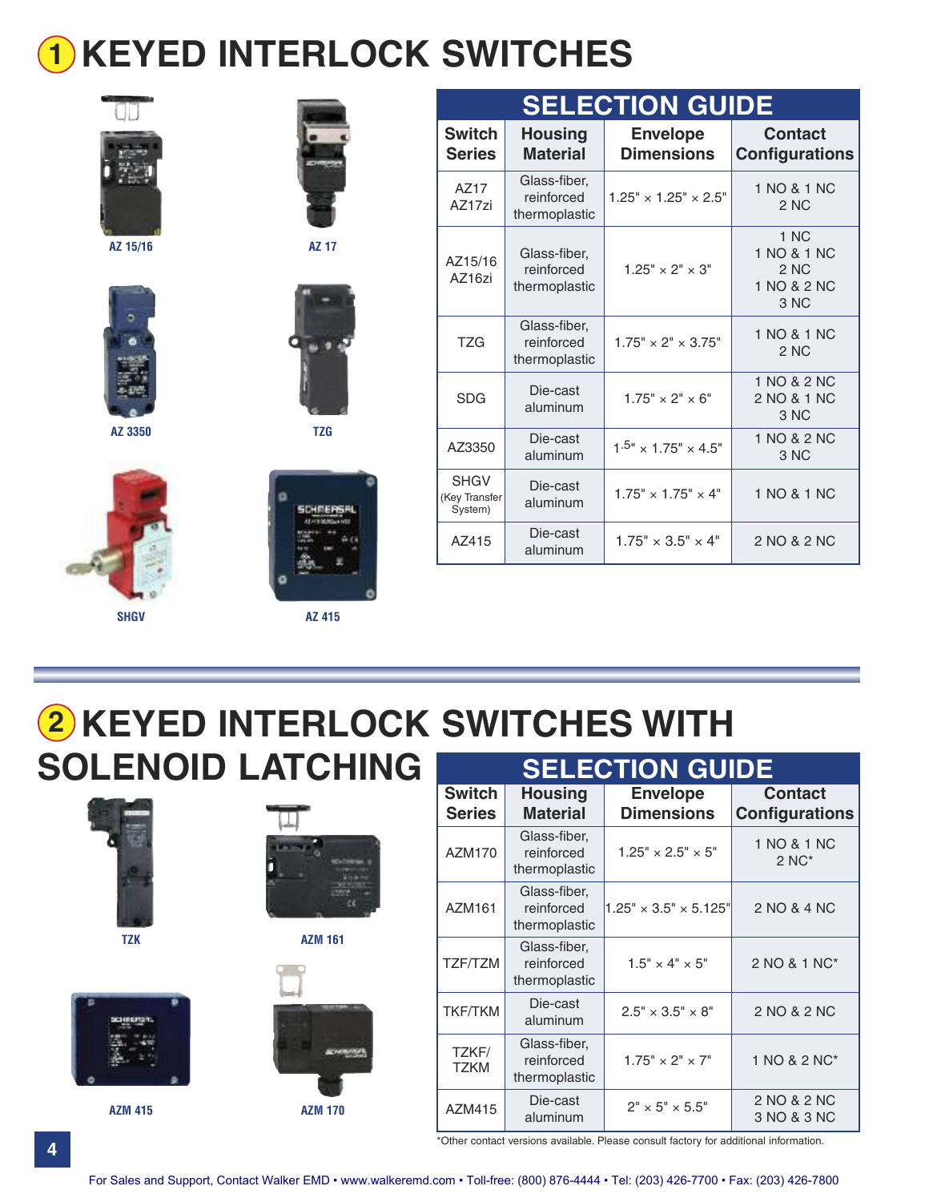# 1 KEYED INTERLOCK SWITCHES

AZ 15/16

AZ 17

AZ 3350

TZG

SHGV

AZ 415

| SELECTION GUIDE | | | |
|---|---|---|---|
| Switch Series | Housing Material | Envelope Dimensions | Contact Configurations |
| AZ17<br>AZ17zi | Glass-fiber, reinforced thermoplastic | 1.25" × 1.25" × 2.5" | 1 NO & 1 NC<br>2 NC |
| AZ15/16<br>AZ16zi | Glass-fiber, reinforced thermoplastic | 1.25" × 2" × 3" | 1 NC<br>1 NO & 1 NC<br>2 NC<br>1 NO & 2 NC<br>3 NC |
| TZG | Glass-fiber, reinforced thermoplastic | 1.75" × 2" × 3.75" | 1 NO & 1 NC<br>2 NC |
| SDG | Die-cast aluminum | 1.75" × 2" × 6" | 1 NO & 2 NC<br>2 NO & 1 NC<br>3 NC |
| AZ3350 | Die-cast aluminum | 1.5" × 1.75" × 4.5" | 1 NO & 2 NC<br>3 NC |
| SHGV (Key Transfer System) | Die-cast aluminum | 1.75" × 1.75" × 4" | 1 NO & 1 NC |
| AZ415 | Die-cast aluminum | 1.75" × 3.5" × 4" | 2 NO & 2 NC |

# 2 KEYED INTERLOCK SWITCHES WITH SOLENOID LATCHING

TZK

AZM 161

AZM 415

AZM 170

| SELECTION GUIDE | | | |
|---|---|---|---|
| Switch Series | Housing Material | Envelope Dimensions | Contact Configurations |
| AZM170 | Glass-fiber, reinforced thermoplastic | 1.25" × 2.5" × 5" | 1 NO & 1 NC<br>2 NC* |
| AZM161 | Glass-fiber, reinforced thermoplastic | 1.25" × 3.5" × 5.125" | 2 NO & 4 NC |
| TZF/TZM | Glass-fiber, reinforced thermoplastic | 1.5" × 4" × 5" | 2 NO & 1 NC* |
| TKF/TKM | Die-cast aluminum | 2.5" × 3.5" × 8" | 2 NO & 2 NC |
| TZKF/<br>TZKM | Glass-fiber, reinforced thermoplastic | 1.75" × 2" × 7" | 1 NO & 2 NC* |
| AZM415 | Die-cast aluminum | 2" × 5" × 5.5" | 2 NO & 2 NC<br>3 NO & 3 NC |

*Other contact versions available. Please consult factory for additional information.

For Sales and Support, Contact Walker EMD • www.walkeremd.com • Toll-free: (800) 876-4444 • Tel: (203) 426-7700 • Fax: (203) 426-7800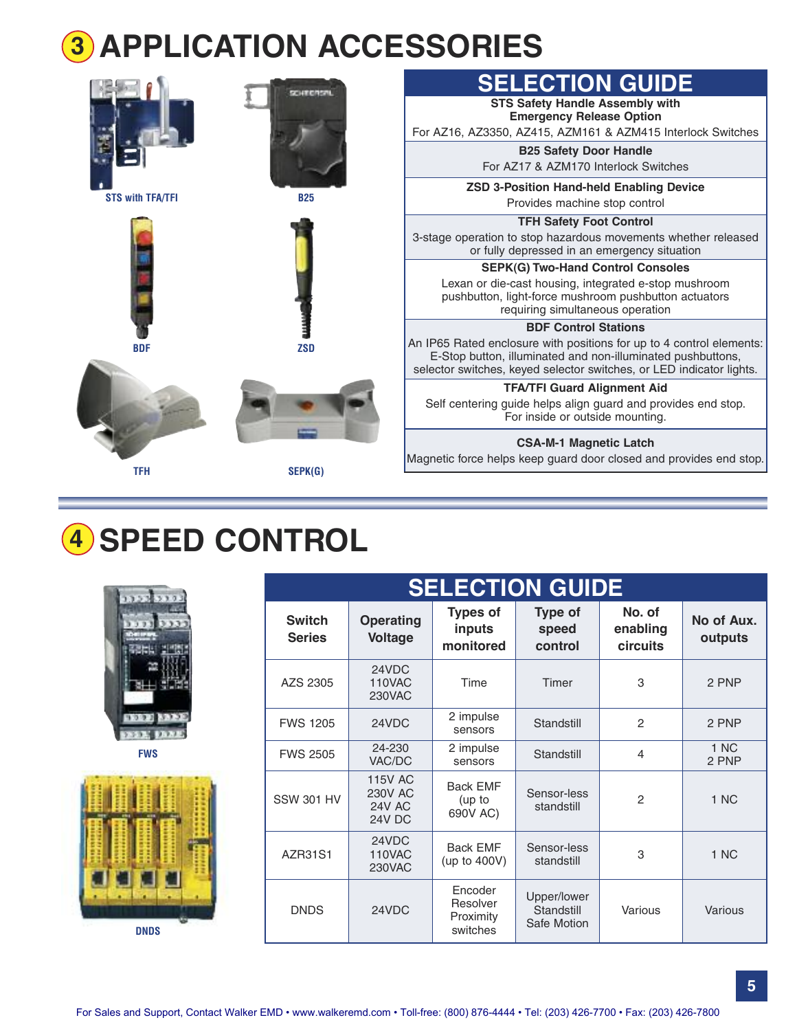# 3 APPLICATION ACCESSORIES

STS with TFA/TFI

B25

BDF

ZSD

TFH

SEPK(G)

## SELECTION GUIDE

**STS Safety Handle Assembly with Emergency Release Option**
For AZ16, AZ3350, AZ415, AZM161 & AZM415 Interlock Switches

**B25 Safety Door Handle**
For AZ17 & AZM170 Interlock Switches

**ZSD 3-Position Hand-held Enabling Device**
Provides machine stop control

**TFH Safety Foot Control**
3-stage operation to stop hazardous movements whether released or fully depressed in an emergency situation

**SEPK(G) Two-Hand Control Consoles**
Lexan or die-cast housing, integrated e-stop mushroom pushbutton, light-force mushroom pushbutton actuators requiring simultaneous operation

**BDF Control Stations**
An IP65 Rated enclosure with positions for up to 4 control elements: E-Stop button, illuminated and non-illuminated pushbuttons, selector switches, keyed selector switches, or LED indicator lights.

**TFA/TFI Guard Alignment Aid**
Self centering guide helps align guard and provides end stop. For inside or outside mounting.

**CSA-M-1 Magnetic Latch**
Magnetic force helps keep guard door closed and provides end stop.

# 4 SPEED CONTROL

FWS

DNDS

## SELECTION GUIDE

| Switch Series | Operating Voltage | Types of inputs monitored | Type of speed control | No. of enabling circuits | No of Aux. outputs |
|---|---|---|---|---|---|
| AZS 2305 | 24VDC 110VAC 230VAC | Time | Timer | 3 | 2 PNP |
| FWS 1205 | 24VDC | 2 impulse sensors | Standstill | 2 | 2 PNP |
| FWS 2505 | 24-230 VAC/DC | 2 impulse sensors | Standstill | 4 | 1 NC 2 PNP |
| SSW 301 HV | 115V AC 230V AC 24V AC 24V DC | Back EMF (up to 690V AC) | Sensor-less standstill | 2 | 1 NC |
| AZR31S1 | 24VDC 110VAC 230VAC | Back EMF (up to 400V) | Sensor-less standstill | 3 | 1 NC |
| DNDS | 24VDC | Encoder Resolver Proximity switches | Upper/lower Standstill Safe Motion | Various | Various |

For Sales and Support, Contact Walker EMD • www.walkeremd.com • Toll-free: (800) 876-4444 • Tel: (203) 426-7700 • Fax: (203) 426-7800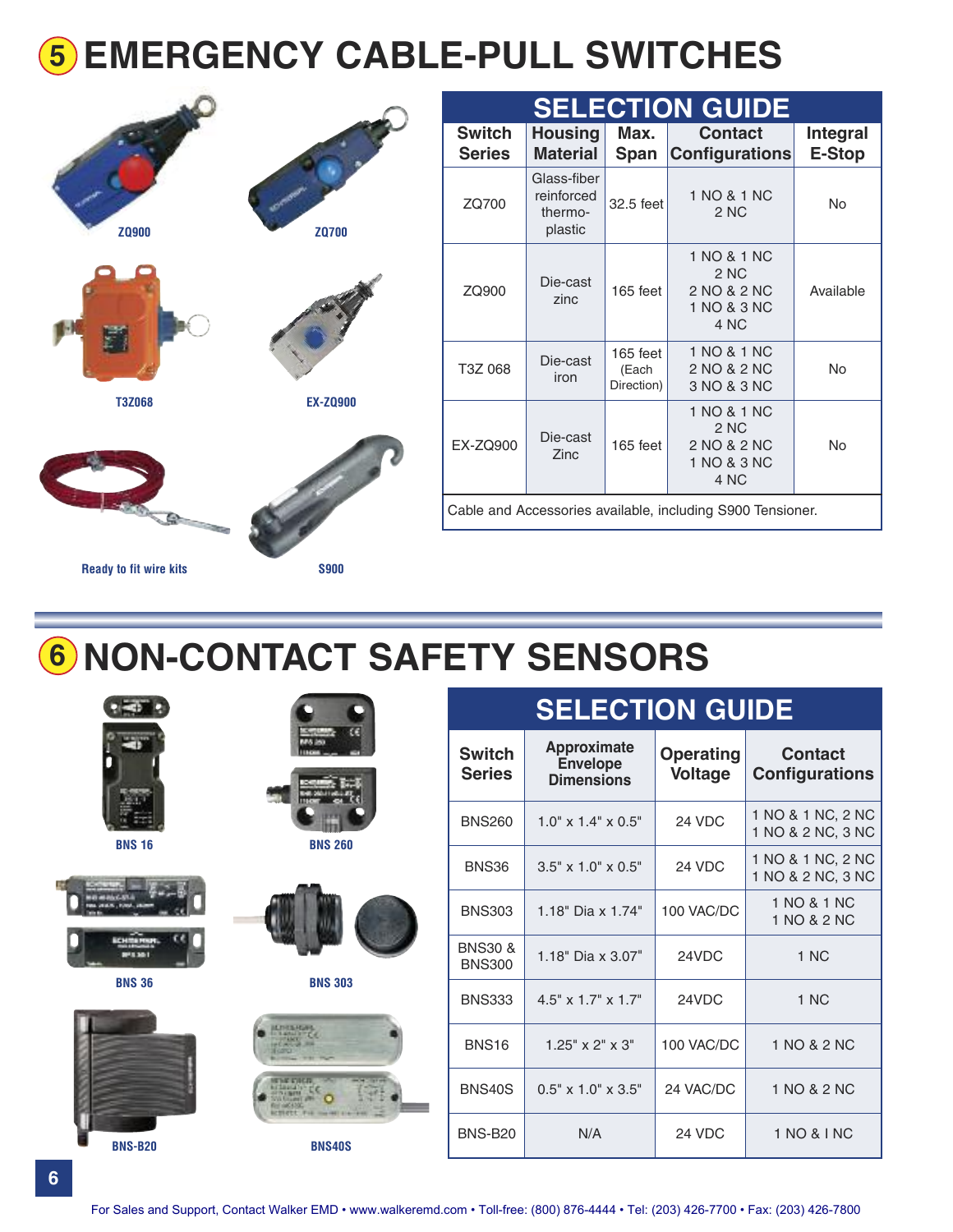# 5 EMERGENCY CABLE-PULL SWITCHES

ZQ900

ZQ700

T3Z068

EX-ZQ900

Ready to fit wire kits

S900

## SELECTION GUIDE

| Switch Series | Housing Material | Max. Span | Contact Configurations | Integral E-Stop |
|---|---|---|---|---|
| ZQ700 | Glass-fiber reinforced thermo-plastic | 32.5 feet | 1 NO & 1 NC<br>2 NC | No |
| ZQ900 | Die-cast zinc | 165 feet | 1 NO & 1 NC<br>2 NC<br>2 NO & 2 NC<br>1 NO & 3 NC<br>4 NC | Available |
| T3Z 068 | Die-cast iron | 165 feet (Each Direction) | 1 NO & 1 NC<br>2 NO & 2 NC<br>3 NO & 3 NC | No |
| EX-ZQ900 | Die-cast Zinc | 165 feet | 1 NO & 1 NC<br>2 NC<br>2 NO & 2 NC<br>1 NO & 3 NC<br>4 NC | No |
| Cable and Accessories available, including S900 Tensioner. | | | | |

# 6 NON-CONTACT SAFETY SENSORS

BNS 16

BNS 260

BNS 36

BNS 303

BNS-B20

BNS40S

## SELECTION GUIDE

| Switch Series | Approximate Envelope Dimensions | Operating Voltage | Contact Configurations |
|---|---|---|---|
| BNS260 | 1.0" x 1.4" x 0.5" | 24 VDC | 1 NO & 1 NC, 2 NC<br>1 NO & 2 NC, 3 NC |
| BNS36 | 3.5" x 1.0" x 0.5" | 24 VDC | 1 NO & 1 NC, 2 NC<br>1 NO & 2 NC, 3 NC |
| BNS303 | 1.18" Dia x 1.74" | 100 VAC/DC | 1 NO & 1 NC<br>1 NO & 2 NC |
| BNS30 & BNS300 | 1.18" Dia x 3.07" | 24VDC | 1 NC |
| BNS333 | 4.5" x 1.7" x 1.7" | 24VDC | 1 NC |
| BNS16 | 1.25" x 2" x 3" | 100 VAC/DC | 1 NO & 2 NC |
| BNS40S | 0.5" x 1.0" x 3.5" | 24 VAC/DC | 1 NO & 2 NC |
| BNS-B20 | N/A | 24 VDC | 1 NO & I NC |

For Sales and Support, Contact Walker EMD • www.walkeremd.com • Toll-free: (800) 876-4444 • Tel: (203) 426-7700 • Fax: (203) 426-7800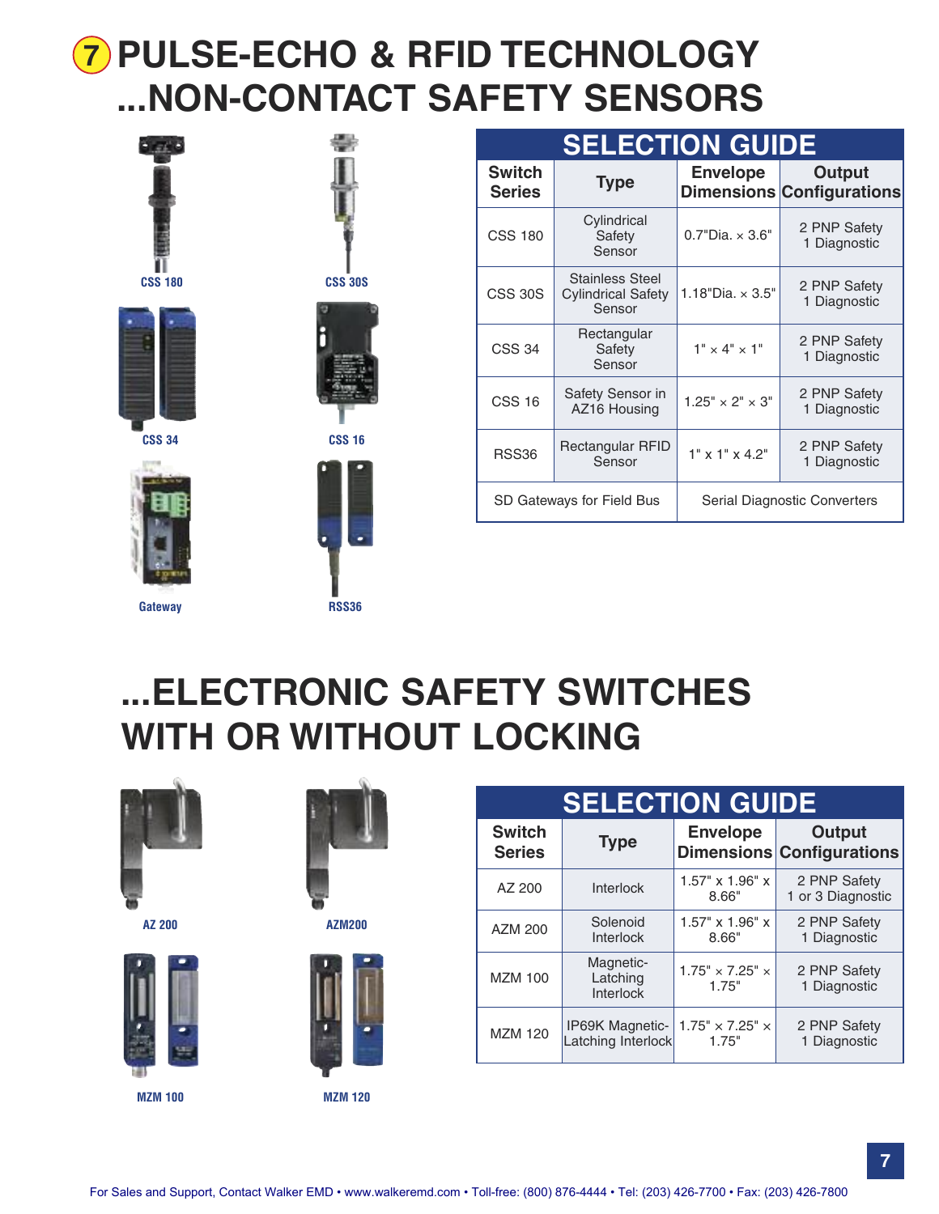# 7 PULSE-ECHO & RFID TECHNOLOGY ...NON-CONTACT SAFETY SENSORS

CSS 180

CSS 30S

CSS 34

CSS 16

Gateway

RSS36

**SELECTION GUIDE**

| Switch Series | Type | Envelope Dimensions | Output Configurations |
|---|---|---|---|
| CSS 180 | Cylindrical Safety Sensor | 0.7"Dia. × 3.6" | 2 PNP Safety 1 Diagnostic |
| CSS 30S | Stainless Steel Cylindrical Safety Sensor | 1.18"Dia. × 3.5" | 2 PNP Safety 1 Diagnostic |
| CSS 34 | Rectangular Safety Sensor | 1" × 4" × 1" | 2 PNP Safety 1 Diagnostic |
| CSS 16 | Safety Sensor in AZ16 Housing | 1.25" × 2" × 3" | 2 PNP Safety 1 Diagnostic |
| RSS36 | Rectangular RFID Sensor | 1" x 1" x 4.2" | 2 PNP Safety 1 Diagnostic |
| SD Gateways for Field Bus | | Serial Diagnostic Converters | |

# ...ELECTRONIC SAFETY SWITCHES WITH OR WITHOUT LOCKING

AZ 200

AZM200

MZM 100

MZM 120

**SELECTION GUIDE**

| Switch Series | Type | Envelope Dimensions | Output Configurations |
|---|---|---|---|
| AZ 200 | Interlock | 1.57" x 1.96" x 8.66" | 2 PNP Safety 1 or 3 Diagnostic |
| AZM 200 | Solenoid Interlock | 1.57" x 1.96" x 8.66" | 2 PNP Safety 1 Diagnostic |
| MZM 100 | Magnetic-Latching Interlock | 1.75" × 7.25" × 1.75" | 2 PNP Safety 1 Diagnostic |
| MZM 120 | IP69K Magnetic-Latching Interlock | 1.75" × 7.25" × 1.75" | 2 PNP Safety 1 Diagnostic |

For Sales and Support, Contact Walker EMD • www.walkeremd.com • Toll-free: (800) 876-4444 • Tel: (203) 426-7700 • Fax: (203) 426-7800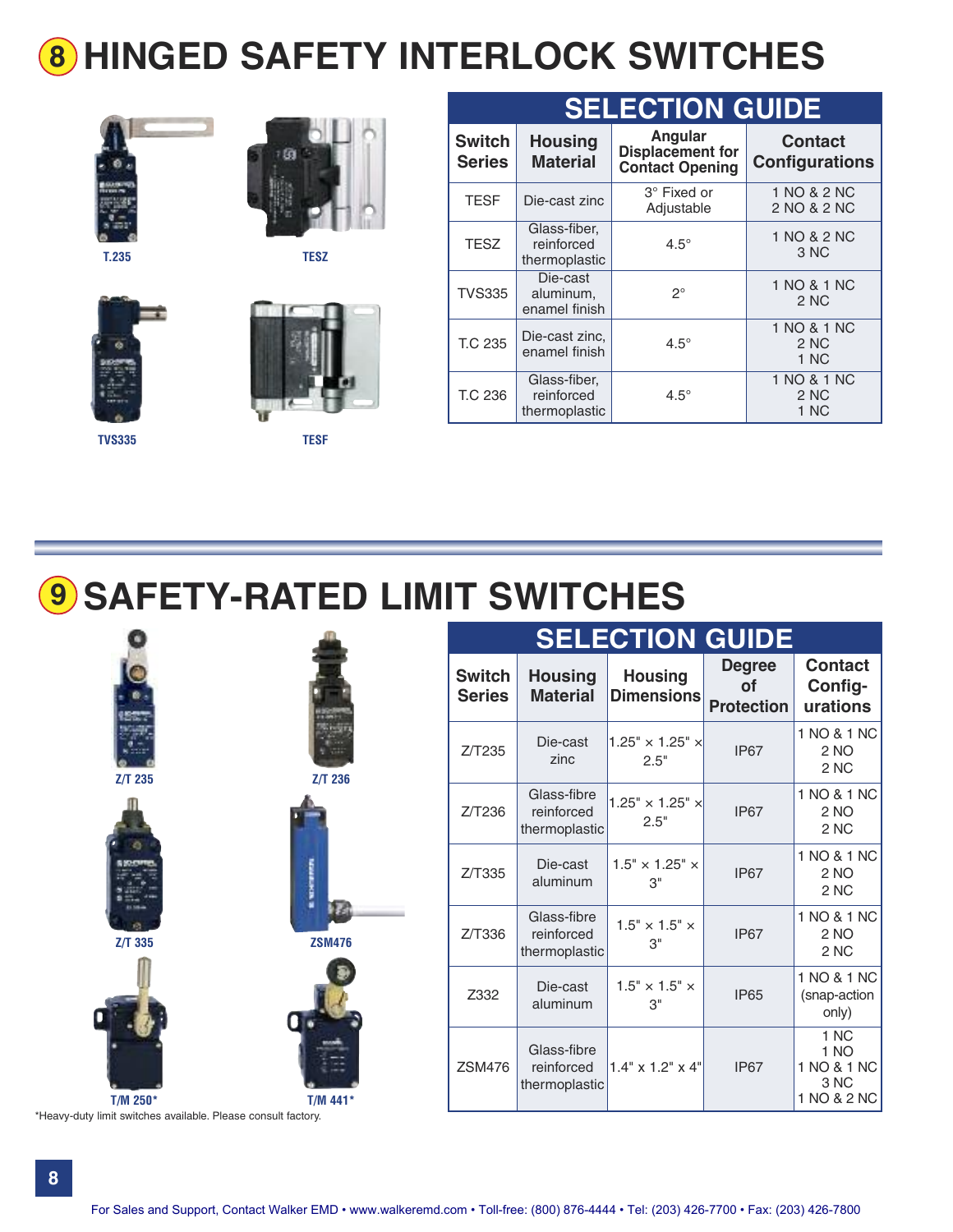# 8 HINGED SAFETY INTERLOCK SWITCHES

T.235

TESZ

TVS335

TESF

| SELECTION GUIDE | | | |
|---|---|---|---|
| **Switch Series** | **Housing Material** | **Angular Displacement for Contact Opening** | **Contact Configurations** |
| TESF | Die-cast zinc | 3° Fixed or Adjustable | 1 NO & 2 NC<br>2 NO & 2 NC |
| TESZ | Glass-fiber, reinforced thermoplastic | 4.5° | 1 NO & 2 NC<br>3 NC |
| TVS335 | Die-cast aluminum, enamel finish | 2° | 1 NO & 1 NC<br>2 NC |
| T.C 235 | Die-cast zinc, enamel finish | 4.5° | 1 NO & 1 NC<br>2 NC<br>1 NC |
| T.C 236 | Glass-fiber, reinforced thermoplastic | 4.5° | 1 NO & 1 NC<br>2 NC<br>1 NC |

# 9 SAFETY-RATED LIMIT SWITCHES

Z/T 235

Z/T 236

Z/T 335

ZSM476

T/M 250*

T/M 441*

*Heavy-duty limit switches available. Please consult factory.

| SELECTION GUIDE | | | | |
|---|---|---|---|---|
| **Switch Series** | **Housing Material** | **Housing Dimensions** | **Degree of Protection** | **Contact Config-urations** |
| Z/T235 | Die-cast zinc | 1.25" × 1.25" × 2.5" | IP67 | 1 NO & 1 NC<br>2 NO<br>2 NC |
| Z/T236 | Glass-fibre reinforced thermoplastic | 1.25" × 1.25" × 2.5" | IP67 | 1 NO & 1 NC<br>2 NO<br>2 NC |
| Z/T335 | Die-cast aluminum | 1.5" × 1.25" × 3" | IP67 | 1 NO & 1 NC<br>2 NO<br>2 NC |
| Z/T336 | Glass-fibre reinforced thermoplastic | 1.5" × 1.5" × 3" | IP67 | 1 NO & 1 NC<br>2 NO<br>2 NC |
| Z332 | Die-cast aluminum | 1.5" × 1.5" × 3" | IP65 | 1 NO & 1 NC (snap-action only) |
| ZSM476 | Glass-fibre reinforced thermoplastic | 1.4" x 1.2" x 4" | IP67 | 1 NC<br>1 NO<br>1 NO & 1 NC<br>3 NC<br>1 NO & 2 NC |

For Sales and Support, Contact Walker EMD • www.walkeremd.com • Toll-free: (800) 876-4444 • Tel: (203) 426-7700 • Fax: (203) 426-7800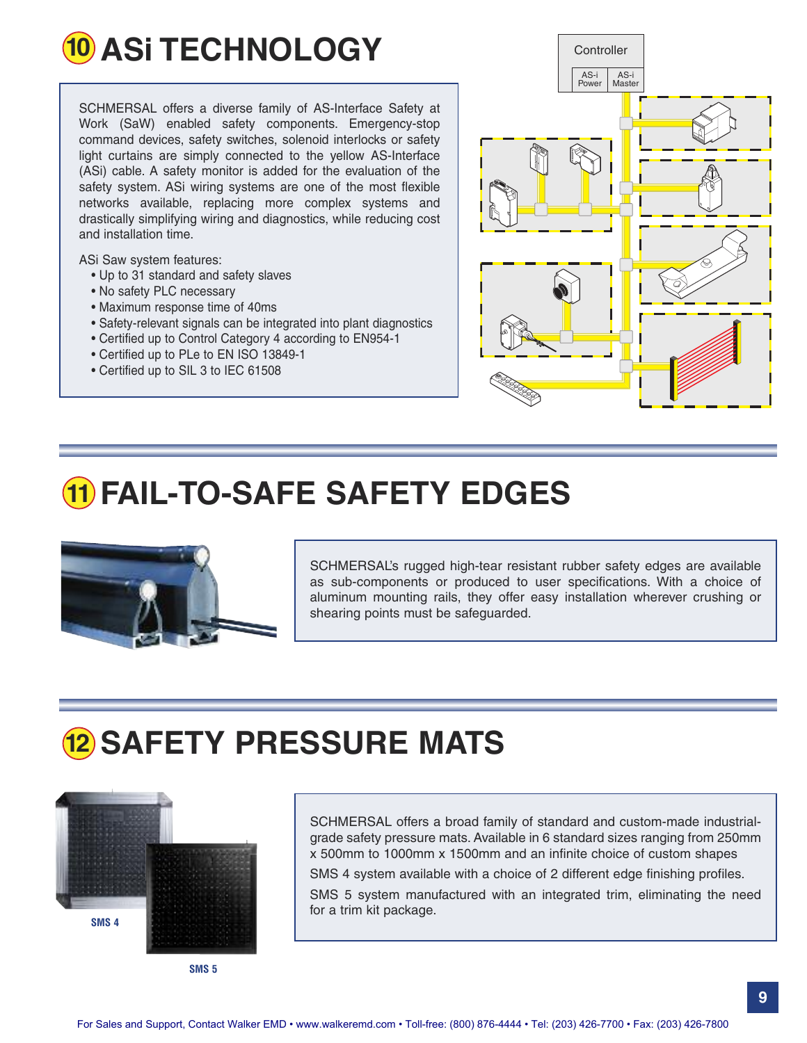# 10 ASi TECHNOLOGY

SCHMERSAL offers a diverse family of AS-Interface Safety at Work (SaW) enabled safety components. Emergency-stop command devices, safety switches, solenoid interlocks or safety light curtains are simply connected to the yellow AS-Interface (ASi) cable. A safety monitor is added for the evaluation of the safety system. ASi wiring systems are one of the most flexible networks available, replacing more complex systems and drastically simplifying wiring and diagnostics, while reducing cost and installation time.

ASi Saw system features:

- Up to 31 standard and safety slaves
- No safety PLC necessary
- Maximum response time of 40ms
- Safety-relevant signals can be integrated into plant diagnostics
- Certified up to Control Category 4 according to EN954-1
- Certified up to PLe to EN ISO 13849-1
- Certified up to SIL 3 to IEC 61508

Controller

AS-i Power | AS-i Master

# 11 FAIL-TO-SAFE SAFETY EDGES

SCHMERSAL's rugged high-tear resistant rubber safety edges are available as sub-components or produced to user specifications. With a choice of aluminum mounting rails, they offer easy installation wherever crushing or shearing points must be safeguarded.

# 12 SAFETY PRESSURE MATS

SCHMERSAL offers a broad family of standard and custom-made industrial-grade safety pressure mats. Available in 6 standard sizes ranging from 250mm x 500mm to 1000mm x 1500mm and an infinite choice of custom shapes

SMS 4 system available with a choice of 2 different edge finishing profiles.

SMS 5 system manufactured with an integrated trim, eliminating the need for a trim kit package.

SMS 4

SMS 5

For Sales and Support, Contact Walker EMD • www.walkeremd.com • Toll-free: (800) 876-4444 • Tel: (203) 426-7700 • Fax: (203) 426-7800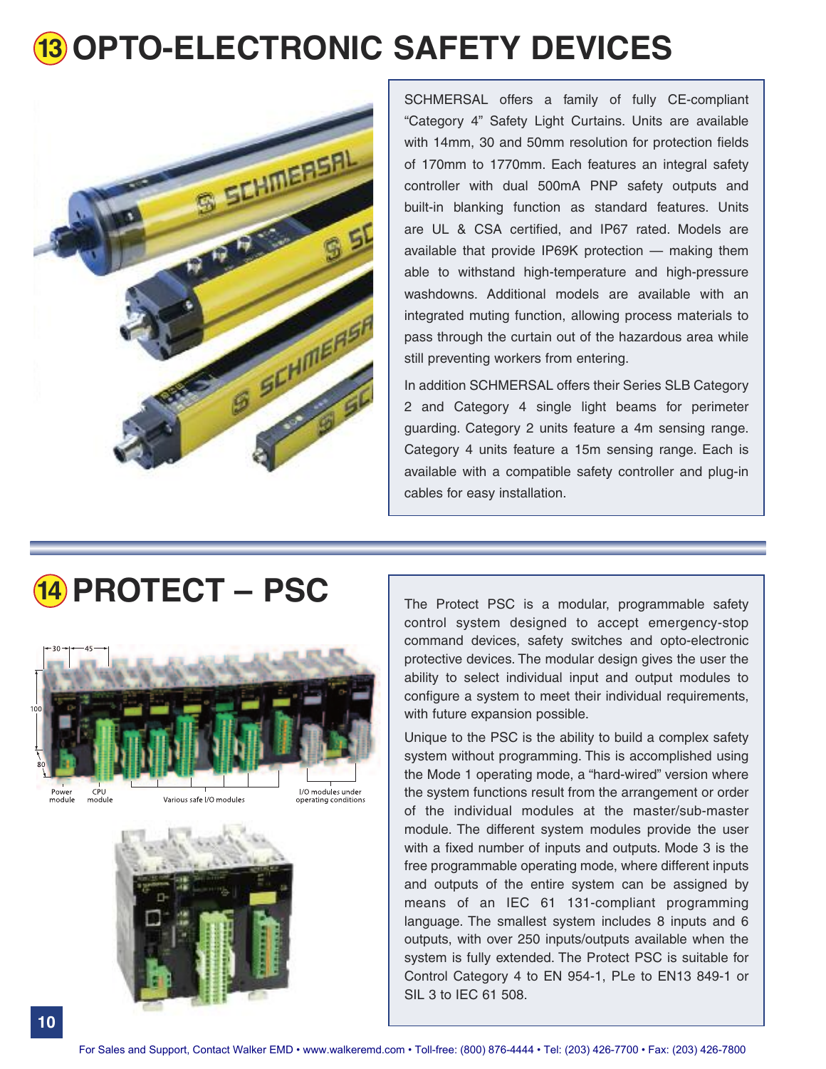# 13 OPTO-ELECTRONIC SAFETY DEVICES

SCHMERSAL offers a family of fully CE-compliant "Category 4" Safety Light Curtains. Units are available with 14mm, 30 and 50mm resolution for protection fields of 170mm to 1770mm. Each features an integral safety controller with dual 500mA PNP safety outputs and built-in blanking function as standard features. Units are UL & CSA certified, and IP67 rated. Models are available that provide IP69K protection — making them able to withstand high-temperature and high-pressure washdowns. Additional models are available with an integrated muting function, allowing process materials to pass through the curtain out of the hazardous area while still preventing workers from entering.

In addition SCHMERSAL offers their Series SLB Category 2 and Category 4 single light beams for perimeter guarding. Category 2 units feature a 4m sensing range. Category 4 units feature a 15m sensing range. Each is available with a compatible safety controller and plug-in cables for easy installation.

# 14 PROTECT – PSC

Power module | CPU module | Various safe I/O modules | I/O modules under operating conditions

The Protect PSC is a modular, programmable safety control system designed to accept emergency-stop command devices, safety switches and opto-electronic protective devices. The modular design gives the user the ability to select individual input and output modules to configure a system to meet their individual requirements, with future expansion possible.

Unique to the PSC is the ability to build a complex safety system without programming. This is accomplished using the Mode 1 operating mode, a "hard-wired" version where the system functions result from the arrangement or order of the individual modules at the master/sub-master module. The different system modules provide the user with a fixed number of inputs and outputs. Mode 3 is the free programmable operating mode, where different inputs and outputs of the entire system can be assigned by means of an IEC 61 131-compliant programming language. The smallest system includes 8 inputs and 6 outputs, with over 250 inputs/outputs available when the system is fully extended. The Protect PSC is suitable for Control Category 4 to EN 954-1, PLe to EN13 849-1 or SIL 3 to IEC 61 508.

For Sales and Support, Contact Walker EMD • www.walkeremd.com • Toll-free: (800) 876-4444 • Tel: (203) 426-7700 • Fax: (203) 426-7800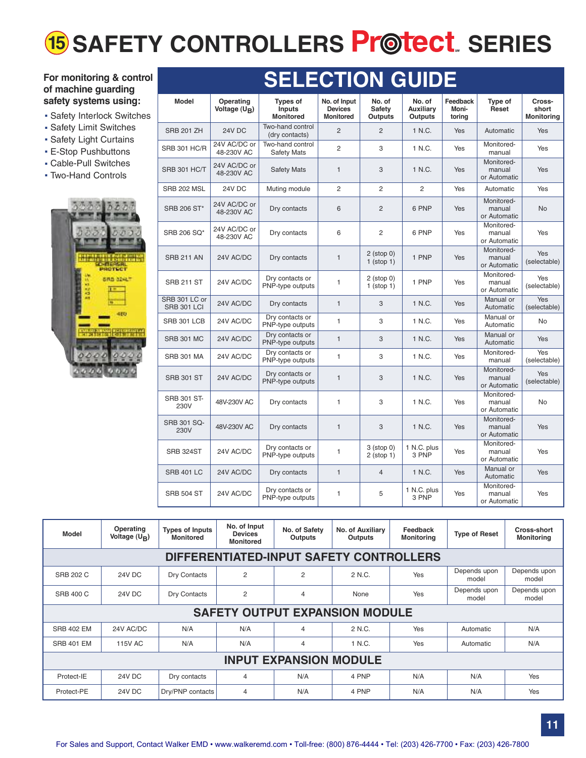# 15 SAFETY CONTROLLERS Protect SERIES

**For monitoring & control of machine guarding safety systems using:**

- Safety Interlock Switches
- Safety Limit Switches
- Safety Light Curtains
- E-Stop Pushbuttons
- Cable-Pull Switches
- Two-Hand Controls

## SELECTION GUIDE

| Model | Operating Voltage ($U_B$) | Types of Inputs Monitored | No. of Input Devices Monitored | No. of Safety Outputs | No. of Auxiliary Outputs | Feedback Monitoring | Type of Reset | Cross-short Monitoring |
|---|---|---|---|---|---|---|---|---|
| SRB 201 ZH | 24V DC | Two-hand control (dry contacts) | 2 | 2 | 1 N.C. | Yes | Automatic | Yes |
| SRB 301 HC/R | 24V AC/DC or 48-230V AC | Two-hand control Safety Mats | 2 | 3 | 1 N.C. | Yes | Monitored-manual | Yes |
| SRB 301 HC/T | 24V AC/DC or 48-230V AC | Safety Mats | 1 | 3 | 1 N.C. | Yes | Monitored-manual or Automatic | Yes |
| SRB 202 MSL | 24V DC | Muting module | 2 | 2 | 2 | Yes | Automatic | Yes |
| SRB 206 ST* | 24V AC/DC or 48-230V AC | Dry contacts | 6 | 2 | 6 PNP | Yes | Monitored-manual or Automatic | No |
| SRB 206 SQ* | 24V AC/DC or 48-230V AC | Dry contacts | 6 | 2 | 6 PNP | Yes | Monitored-manual or Automatic | Yes |
| SRB 211 AN | 24V AC/DC | Dry contacts | 1 | 2 (stop 0) 1 (stop 1) | 1 PNP | Yes | Monitored-manual or Automatic | Yes (selectable) |
| SRB 211 ST | 24V AC/DC | Dry contacts or PNP-type outputs | 1 | 2 (stop 0) 1 (stop 1) | 1 PNP | Yes | Monitored-manual or Automatic | Yes (selectable) |
| SRB 301 LC or SRB 301 LCI | 24V AC/DC | Dry contacts | 1 | 3 | 1 N.C. | Yes | Manual or Automatic | Yes (selectable) |
| SRB 301 LCB | 24V AC/DC | Dry contacts or PNP-type outputs | 1 | 3 | 1 N.C. | Yes | Manual or Automatic | No |
| SRB 301 MC | 24V AC/DC | Dry contacts or PNP-type outputs | 1 | 3 | 1 N.C. | Yes | Manual or Automatic | Yes |
| SRB 301 MA | 24V AC/DC | Dry contacts or PNP-type outputs | 1 | 3 | 1 N.C. | Yes | Monitored-manual | Yes (selectable) |
| SRB 301 ST | 24V AC/DC | Dry contacts or PNP-type outputs | 1 | 3 | 1 N.C. | Yes | Monitored-manual or Automatic | Yes (selectable) |
| SRB 301 ST-230V | 48V-230V AC | Dry contacts | 1 | 3 | 1 N.C. | Yes | Monitored-manual or Automatic | No |
| SRB 301 SQ-230V | 48V-230V AC | Dry contacts | 1 | 3 | 1 N.C. | Yes | Monitored-manual or Automatic | Yes |
| SRB 324ST | 24V AC/DC | Dry contacts or PNP-type outputs | 1 | 3 (stop 0) 2 (stop 1) | 1 N.C. plus 3 PNP | Yes | Monitored-manual or Automatic | Yes |
| SRB 401 LC | 24V AC/DC | Dry contacts | 1 | 4 | 1 N.C. | Yes | Manual or Automatic | Yes |
| SRB 504 ST | 24V AC/DC | Dry contacts or PNP-type outputs | 1 | 5 | 1 N.C. plus 3 PNP | Yes | Monitored-manual or Automatic | Yes |

| Model | Operating Voltage ($U_B$) | Types of Inputs Monitored | No. of Input Devices Monitored | No. of Safety Outputs | No. of Auxiliary Outputs | Feedback Monitoring | Type of Reset | Cross-short Monitoring |
|---|---|---|---|---|---|---|---|---|
| **DIFFERENTIATED-INPUT SAFETY CONTROLLERS** | | | | | | | | |
| SRB 202 C | 24V DC | Dry Contacts | 2 | 2 | 2 N.C. | Yes | Depends upon model | Depends upon model |
| SRB 400 C | 24V DC | Dry Contacts | 2 | 4 | None | Yes | Depends upon model | Depends upon model |
| **SAFETY OUTPUT EXPANSION MODULE** | | | | | | | | |
| SRB 402 EM | 24V AC/DC | N/A | N/A | 4 | 2 N.C. | Yes | Automatic | N/A |
| SRB 401 EM | 115V AC | N/A | N/A | 4 | 1 N.C. | Yes | Automatic | N/A |
| **INPUT EXPANSION MODULE** | | | | | | | | |
| Protect-IE | 24V DC | Dry contacts | 4 | N/A | 4 PNP | N/A | N/A | Yes |
| Protect-PE | 24V DC | Dry/PNP contacts | 4 | N/A | 4 PNP | N/A | N/A | Yes |

For Sales and Support, Contact Walker EMD • www.walkeremd.com • Toll-free: (800) 876-4444 • Tel: (203) 426-7700 • Fax: (203) 426-7800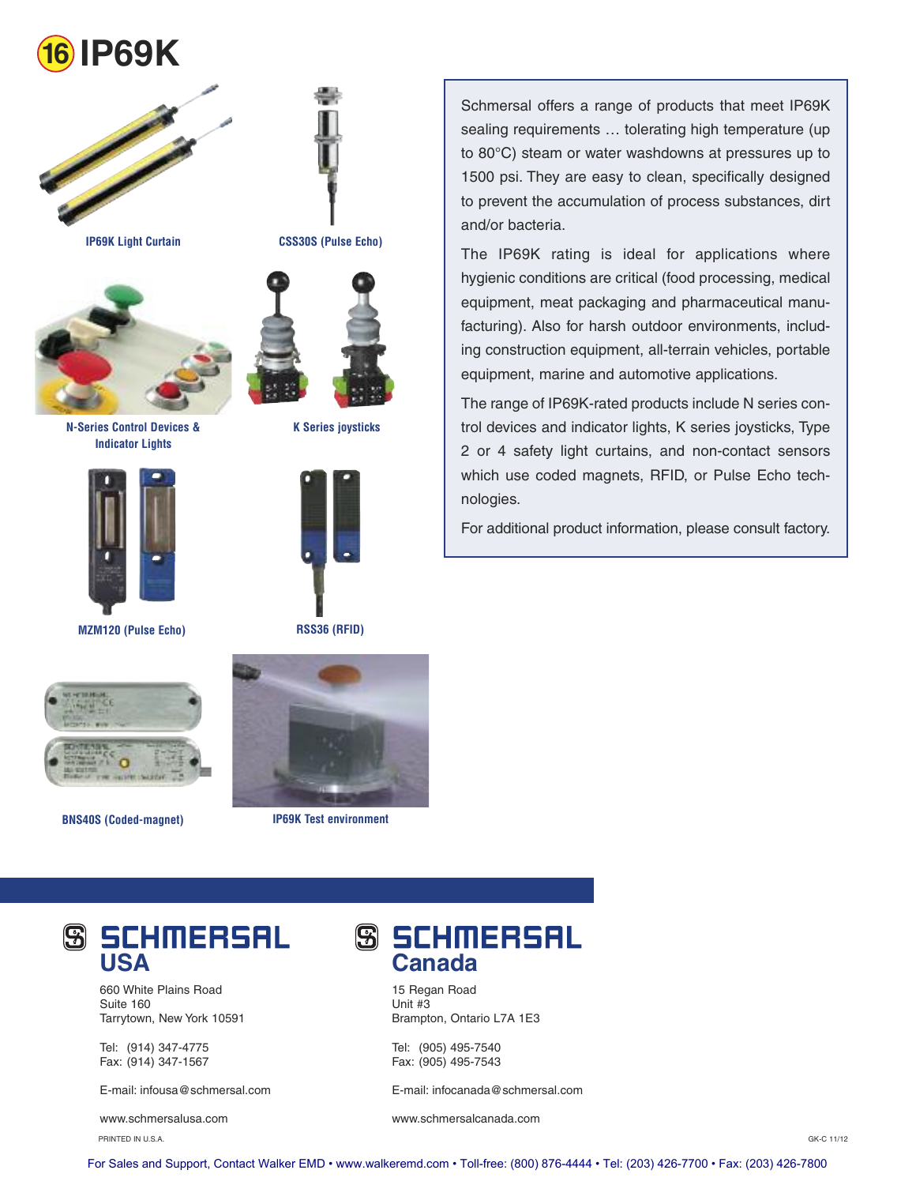# 16 IP69K

IP69K Light Curtain

CSS30S (Pulse Echo)

N-Series Control Devices & Indicator Lights

K Series joysticks

MZM120 (Pulse Echo)

RSS36 (RFID)

BNS40S (Coded-magnet)

IP69K Test environment

Schmersal offers a range of products that meet IP69K sealing requirements … tolerating high temperature (up to 80°C) steam or water washdowns at pressures up to 1500 psi. They are easy to clean, specifically designed to prevent the accumulation of process substances, dirt and/or bacteria.

The IP69K rating is ideal for applications where hygienic conditions are critical (food processing, medical equipment, meat packaging and pharmaceutical manufacturing). Also for harsh outdoor environments, including construction equipment, all-terrain vehicles, portable equipment, marine and automotive applications.

The range of IP69K-rated products include N series control devices and indicator lights, K series joysticks, Type 2 or 4 safety light curtains, and non-contact sensors which use coded magnets, RFID, or Pulse Echo technologies.

For additional product information, please consult factory.

**SCHMERSAL USA**

660 White Plains Road
Suite 160
Tarrytown, New York 10591

Tel: (914) 347-4775
Fax: (914) 347-1567

E-mail: infousa@schmersal.com

www.schmersalusa.com

**SCHMERSAL Canada**

15 Regan Road
Unit #3
Brampton, Ontario L7A 1E3

Tel: (905) 495-7540
Fax: (905) 495-7543

E-mail: infocanada@schmersal.com

www.schmersalcanada.com

PRINTED IN U.S.A.

GK-C 11/12

For Sales and Support, Contact Walker EMD • www.walkeremd.com • Toll-free: (800) 876-4444 • Tel: (203) 426-7700 • Fax: (203) 426-7800